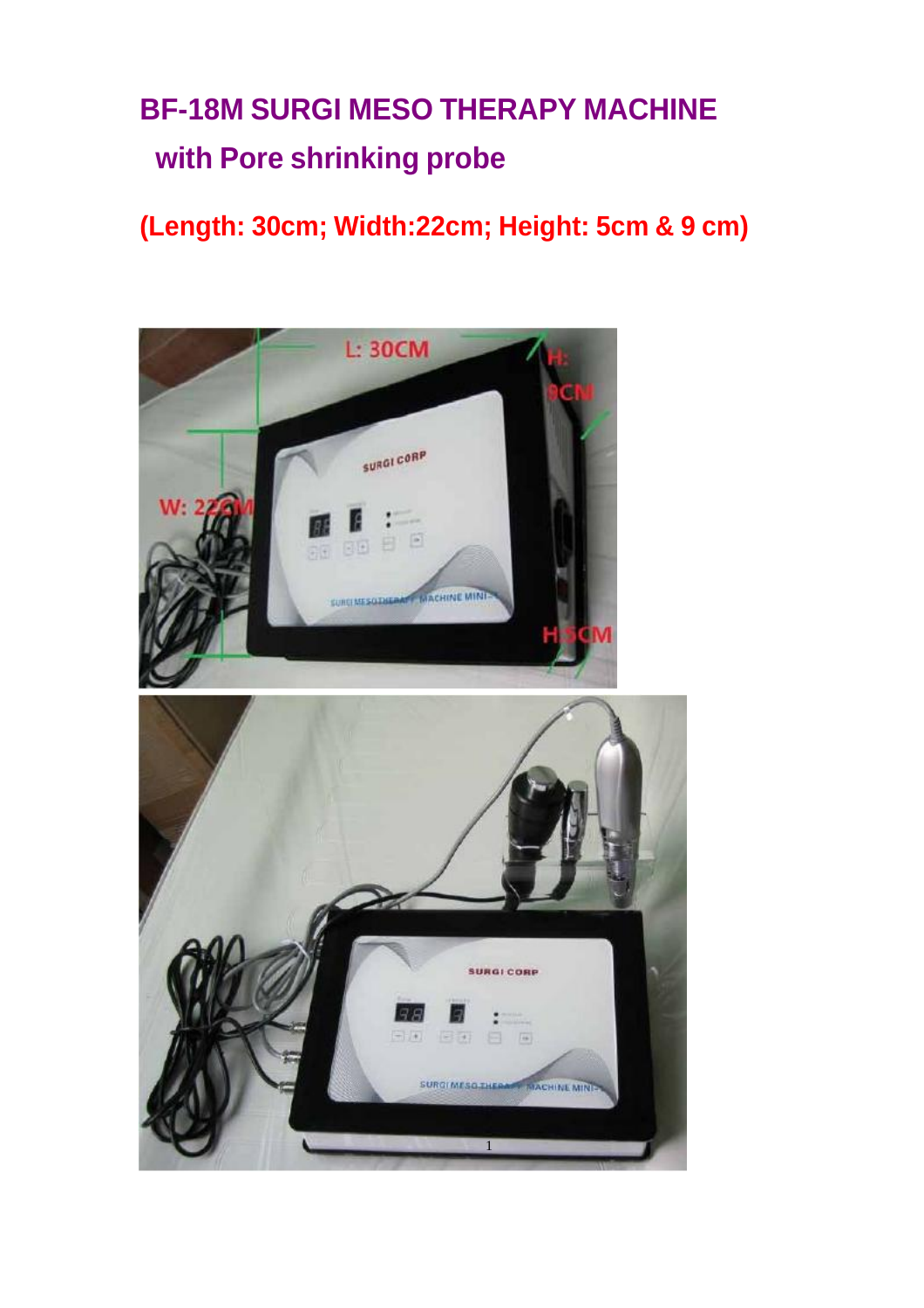# BF-18M SURGI MESO THERAPY MACHINE

## with Pore shrinking probe

**(Length: 30cm; Width:22cm; Height: 5cm & 9 cm)**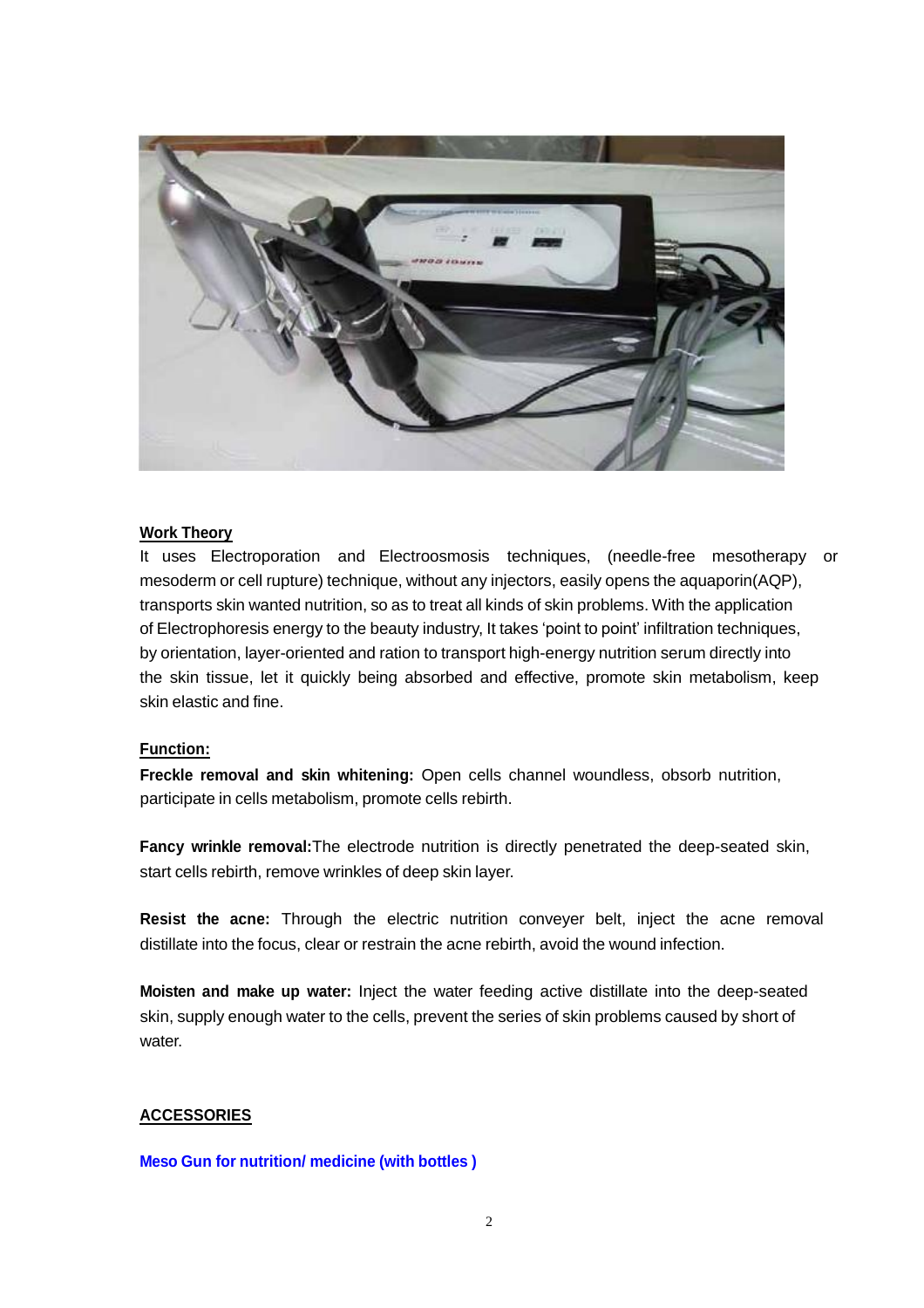**Work Theory**

It uses Electroporation and Electroosmosis techniques, (needle-free mesotherapy or mesoderm or cell rupture) technique, without any injectors, easily opens the aquaporin(AQP), transports skin wanted nutrition, so as to treat all kinds of skin problems. With the application of Electrophoresis energy to the beauty industry, It takes 'point to point' infiltration techniques, by orientation, layer-oriented and ration to transport high-energy nutrition serum directly into the skin tissue, let it quickly being absorbed and effective, promote skin metabolism, keep skin elastic and fine.

**Function:**

**Freckle removal and skin whitening:** Open cells channel woundless, obsorb nutrition, participate in cells metabolism, promote cells rebirth.

**Fancy wrinkle removal:**The electrode nutrition is directly penetrated the deep-seated skin, start cells rebirth, remove wrinkles of deep skin layer.

**Resist the acne:** Through the electric nutrition conveyer belt, inject the acne removal distillate into the focus, clear or restrain the acne rebirth, avoid the wound infection.

**Moisten and make up water:** Inject the water feeding active distillate into the deep-seated skin, supply enough water to the cells, prevent the series of skin problems caused by short of water.

**ACCESSORIES**

**Meso Gun for nutrition/ medicine (with bottles )**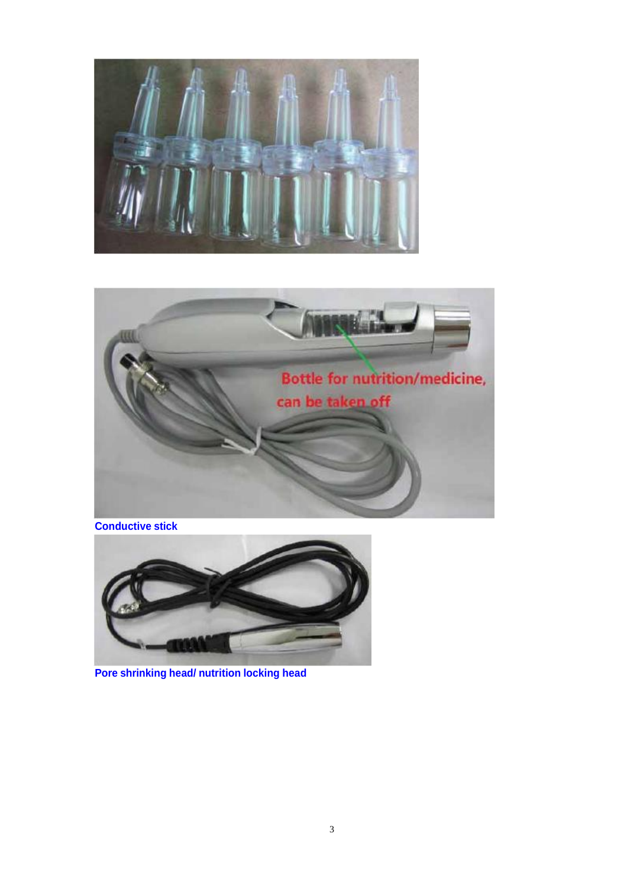**Conductive stick**

**Pore shrinking head/ nutrition locking head**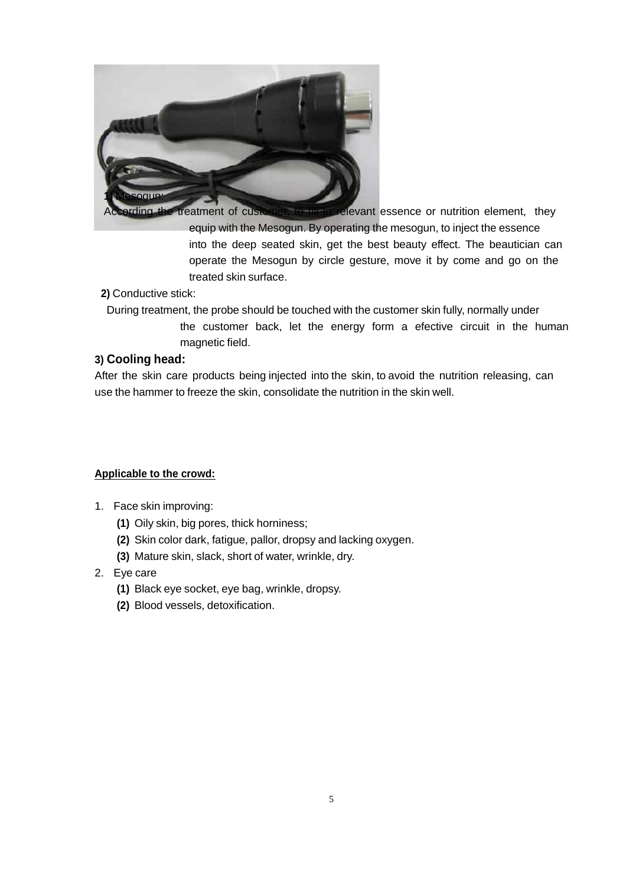**1)** Mesogun:

According the treatment of customer, to fill in relevant essence or nutrition element, they equip with the Mesogun. By operating the mesogun, to inject the essence into the deep seated skin, get the best beauty effect. The beautician can operate the Mesogun by circle gesture, move it by come and go on the treated skin surface.

**2)** Conductive stick:

During treatment, the probe should be touched with the customer skin fully, normally under the customer back, let the energy form a efective circuit in the human magnetic field.

**3) Cooling head:**

After the skin care products being injected into the skin, to avoid the nutrition releasing, can use the hammer to freeze the skin, consolidate the nutrition in the skin well.

**Applicable to the crowd:**

1. Face skin improving:
   - **(1)** Oily skin, big pores, thick horniness;
   - **(2)** Skin color dark, fatigue, pallor, dropsy and lacking oxygen.
   - **(3)** Mature skin, slack, short of water, wrinkle, dry.
2. Eye care
   - **(1)** Black eye socket, eye bag, wrinkle, dropsy.
   - **(2)** Blood vessels, detoxification.